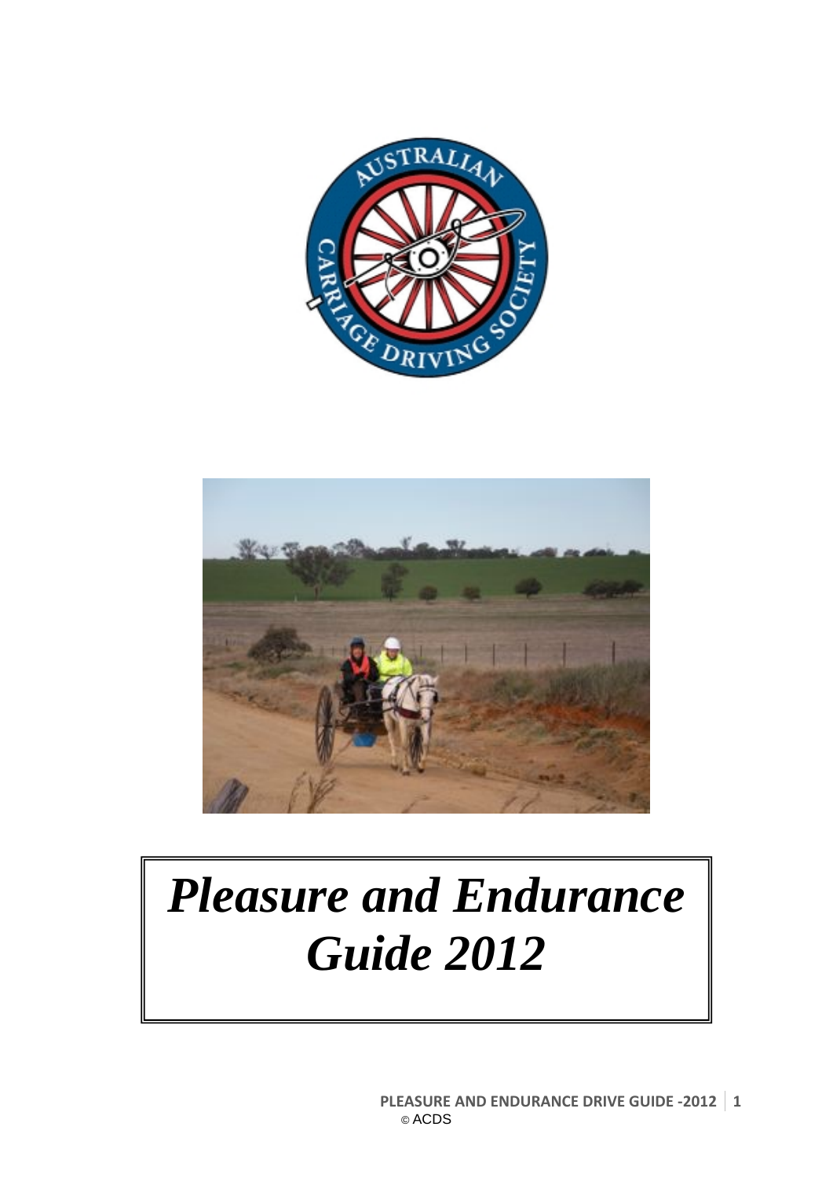# *Pleasure and Endurance Guide 2012*

© ACDS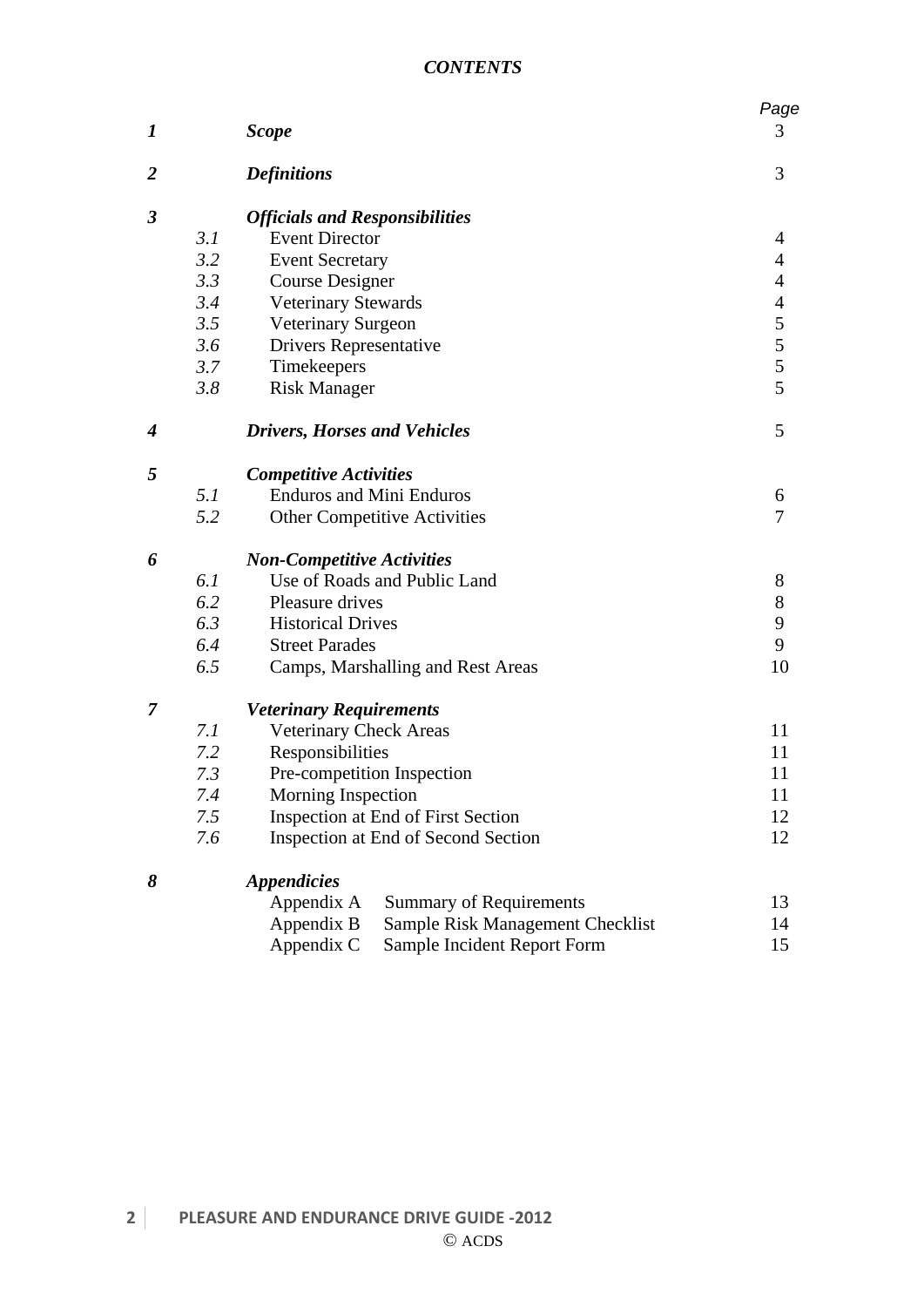*CONTENTS*

| | | | Page |
|---|---|---|---|
| ***1*** | | ***Scope*** | 3 |
| ***2*** | | ***Definitions*** | 3 |
| ***3*** | | ***Officials and Responsibilities*** | |
| | *3.1* | Event Director | 4 |
| | *3.2* | Event Secretary | 4 |
| | *3.3* | Course Designer | 4 |
| | *3.4* | Veterinary Stewards | 4 |
| | *3.5* | Veterinary Surgeon | 5 |
| | *3.6* | Drivers Representative | 5 |
| | *3.7* | Timekeepers | 5 |
| | *3.8* | Risk Manager | 5 |
| ***4*** | | ***Drivers, Horses and Vehicles*** | 5 |
| ***5*** | | ***Competitive Activities*** | |
| | *5.1* | Enduros and Mini Enduros | 6 |
| | *5.2* | Other Competitive Activities | 7 |
| ***6*** | | ***Non-Competitive Activities*** | |
| | *6.1* | Use of Roads and Public Land | 8 |
| | *6.2* | Pleasure drives | 8 |
| | *6.3* | Historical Drives | 9 |
| | *6.4* | Street Parades | 9 |
| | *6.5* | Camps, Marshalling and Rest Areas | 10 |
| ***7*** | | ***Veterinary Requirements*** | |
| | *7.1* | Veterinary Check Areas | 11 |
| | *7.2* | Responsibilities | 11 |
| | *7.3* | Pre-competition Inspection | 11 |
| | *7.4* | Morning Inspection | 11 |
| | *7.5* | Inspection at End of First Section | 12 |
| | *7.6* | Inspection at End of Second Section | 12 |
| ***8*** | | ***Appendicies*** | |
| | | Appendix A Summary of Requirements | 13 |
| | | Appendix B Sample Risk Management Checklist | 14 |
| | | Appendix C Sample Incident Report Form | 15 |

© ACDS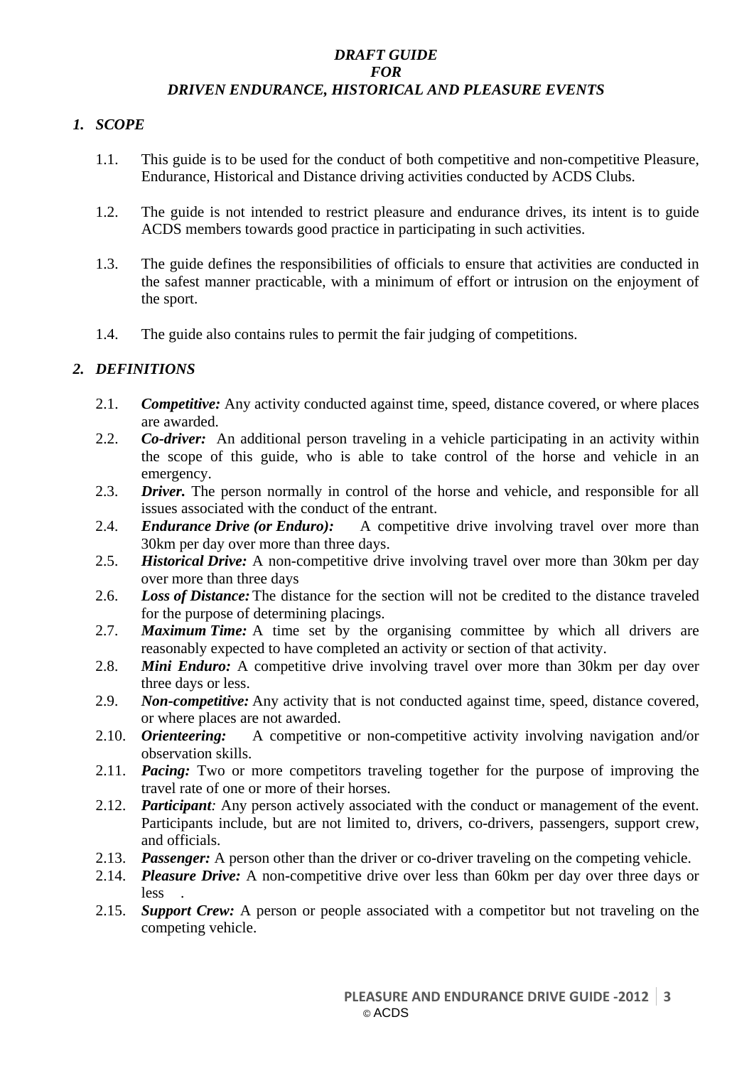***DRAFT GUIDE***
***FOR***
***DRIVEN ENDURANCE, HISTORICAL AND PLEASURE EVENTS***

## *1. SCOPE*

1.1. This guide is to be used for the conduct of both competitive and non-competitive Pleasure, Endurance, Historical and Distance driving activities conducted by ACDS Clubs.

1.2. The guide is not intended to restrict pleasure and endurance drives, its intent is to guide ACDS members towards good practice in participating in such activities.

1.3. The guide defines the responsibilities of officials to ensure that activities are conducted in the safest manner practicable, with a minimum of effort or intrusion on the enjoyment of the sport.

1.4. The guide also contains rules to permit the fair judging of competitions.

## *2. DEFINITIONS*

2.1. ***Competitive:*** Any activity conducted against time, speed, distance covered, or where places are awarded.

2.2. ***Co-driver:*** An additional person traveling in a vehicle participating in an activity within the scope of this guide, who is able to take control of the horse and vehicle in an emergency.

2.3. ***Driver.*** The person normally in control of the horse and vehicle, and responsible for all issues associated with the conduct of the entrant.

2.4. ***Endurance Drive (or Enduro):*** A competitive drive involving travel over more than 30km per day over more than three days.

2.5. ***Historical Drive:*** A non-competitive drive involving travel over more than 30km per day over more than three days

2.6. ***Loss of Distance:*** The distance for the section will not be credited to the distance traveled for the purpose of determining placings.

2.7. ***Maximum Time:*** A time set by the organising committee by which all drivers are reasonably expected to have completed an activity or section of that activity.

2.8. ***Mini Enduro:*** A competitive drive involving travel over more than 30km per day over three days or less.

2.9. ***Non-competitive:*** Any activity that is not conducted against time, speed, distance covered, or where places are not awarded.

2.10. ***Orienteering:*** A competitive or non-competitive activity involving navigation and/or observation skills.

2.11. ***Pacing:*** Two or more competitors traveling together for the purpose of improving the travel rate of one or more of their horses.

2.12. ***Participant****:* Any person actively associated with the conduct or management of the event. Participants include, but are not limited to, drivers, co-drivers, passengers, support crew, and officials.

2.13. ***Passenger:*** A person other than the driver or co-driver traveling on the competing vehicle.

2.14. ***Pleasure Drive:*** A non-competitive drive over less than 60km per day over three days or less .

2.15. ***Support Crew:*** A person or people associated with a competitor but not traveling on the competing vehicle.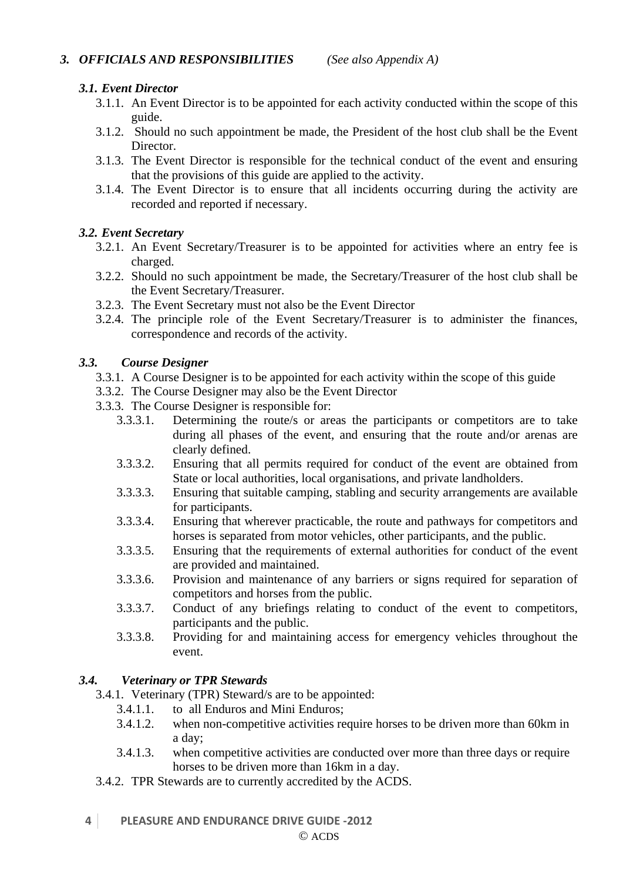## *3. OFFICIALS AND RESPONSIBILITIES* *(See also Appendix A)*

### *3.1. Event Director*

3.1.1. An Event Director is to be appointed for each activity conducted within the scope of this guide.

3.1.2. Should no such appointment be made, the President of the host club shall be the Event Director.

3.1.3. The Event Director is responsible for the technical conduct of the event and ensuring that the provisions of this guide are applied to the activity.

3.1.4. The Event Director is to ensure that all incidents occurring during the activity are recorded and reported if necessary.

### *3.2. Event Secretary*

3.2.1. An Event Secretary/Treasurer is to be appointed for activities where an entry fee is charged.

3.2.2. Should no such appointment be made, the Secretary/Treasurer of the host club shall be the Event Secretary/Treasurer.

3.2.3. The Event Secretary must not also be the Event Director

3.2.4. The principle role of the Event Secretary/Treasurer is to administer the finances, correspondence and records of the activity.

### *3.3. Course Designer*

3.3.1. A Course Designer is to be appointed for each activity within the scope of this guide

3.3.2. The Course Designer may also be the Event Director

3.3.3. The Course Designer is responsible for:

- 3.3.3.1. Determining the route/s or areas the participants or competitors are to take during all phases of the event, and ensuring that the route and/or arenas are clearly defined.
- 3.3.3.2. Ensuring that all permits required for conduct of the event are obtained from State or local authorities, local organisations, and private landholders.
- 3.3.3.3. Ensuring that suitable camping, stabling and security arrangements are available for participants.
- 3.3.3.4. Ensuring that wherever practicable, the route and pathways for competitors and horses is separated from motor vehicles, other participants, and the public.
- 3.3.3.5. Ensuring that the requirements of external authorities for conduct of the event are provided and maintained.
- 3.3.3.6. Provision and maintenance of any barriers or signs required for separation of competitors and horses from the public.
- 3.3.3.7. Conduct of any briefings relating to conduct of the event to competitors, participants and the public.
- 3.3.3.8. Providing for and maintaining access for emergency vehicles throughout the event.

### *3.4. Veterinary or TPR Stewards*

3.4.1. Veterinary (TPR) Steward/s are to be appointed:

- 3.4.1.1. to all Enduros and Mini Enduros;
- 3.4.1.2. when non-competitive activities require horses to be driven more than 60km in a day;
- 3.4.1.3. when competitive activities are conducted over more than three days or require horses to be driven more than 16km in a day.

3.4.2. TPR Stewards are to currently accredited by the ACDS.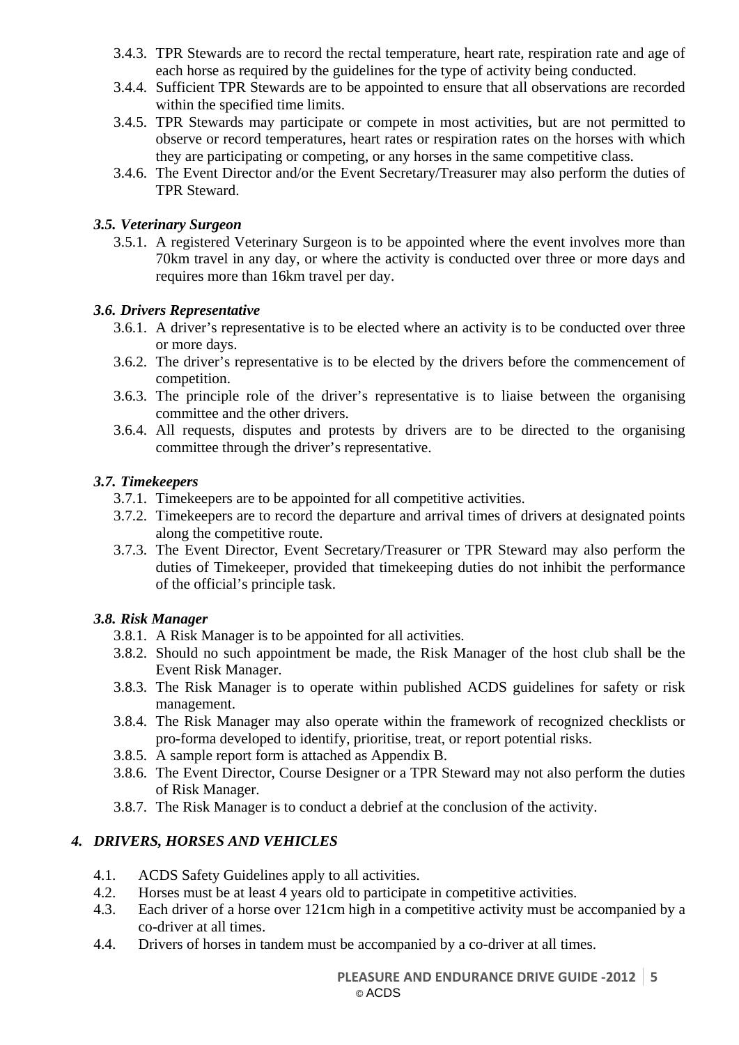3.4.3. TPR Stewards are to record the rectal temperature, heart rate, respiration rate and age of each horse as required by the guidelines for the type of activity being conducted.

3.4.4. Sufficient TPR Stewards are to be appointed to ensure that all observations are recorded within the specified time limits.

3.4.5. TPR Stewards may participate or compete in most activities, but are not permitted to observe or record temperatures, heart rates or respiration rates on the horses with which they are participating or competing, or any horses in the same competitive class.

3.4.6. The Event Director and/or the Event Secretary/Treasurer may also perform the duties of TPR Steward.

### *3.5. Veterinary Surgeon*

3.5.1. A registered Veterinary Surgeon is to be appointed where the event involves more than 70km travel in any day, or where the activity is conducted over three or more days and requires more than 16km travel per day.

### *3.6. Drivers Representative*

3.6.1. A driver's representative is to be elected where an activity is to be conducted over three or more days.

3.6.2. The driver's representative is to be elected by the drivers before the commencement of competition.

3.6.3. The principle role of the driver's representative is to liaise between the organising committee and the other drivers.

3.6.4. All requests, disputes and protests by drivers are to be directed to the organising committee through the driver's representative.

### *3.7. Timekeepers*

3.7.1. Timekeepers are to be appointed for all competitive activities.

3.7.2. Timekeepers are to record the departure and arrival times of drivers at designated points along the competitive route.

3.7.3. The Event Director, Event Secretary/Treasurer or TPR Steward may also perform the duties of Timekeeper, provided that timekeeping duties do not inhibit the performance of the official's principle task.

### *3.8. Risk Manager*

3.8.1. A Risk Manager is to be appointed for all activities.

3.8.2. Should no such appointment be made, the Risk Manager of the host club shall be the Event Risk Manager.

3.8.3. The Risk Manager is to operate within published ACDS guidelines for safety or risk management.

3.8.4. The Risk Manager may also operate within the framework of recognized checklists or pro-forma developed to identify, prioritise, treat, or report potential risks.

3.8.5. A sample report form is attached as Appendix B.

3.8.6. The Event Director, Course Designer or a TPR Steward may not also perform the duties of Risk Manager.

3.8.7. The Risk Manager is to conduct a debrief at the conclusion of the activity.

## *4. DRIVERS, HORSES AND VEHICLES*

4.1. ACDS Safety Guidelines apply to all activities.

4.2. Horses must be at least 4 years old to participate in competitive activities.

4.3. Each driver of a horse over 121cm high in a competitive activity must be accompanied by a co-driver at all times.

4.4. Drivers of horses in tandem must be accompanied by a co-driver at all times.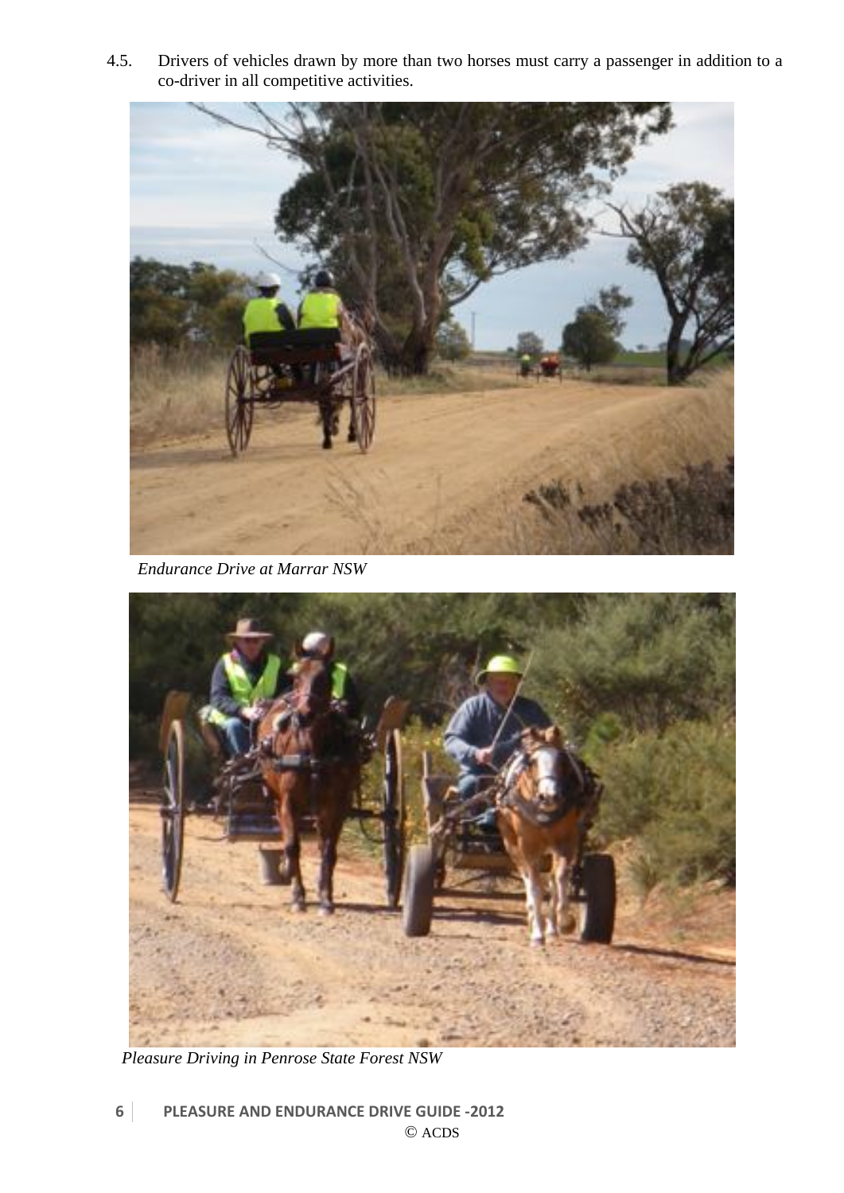4.5. Drivers of vehicles drawn by more than two horses must carry a passenger in addition to a co-driver in all competitive activities.

*Endurance Drive at Marrar NSW*

*Pleasure Driving in Penrose State Forest NSW*

© ACDS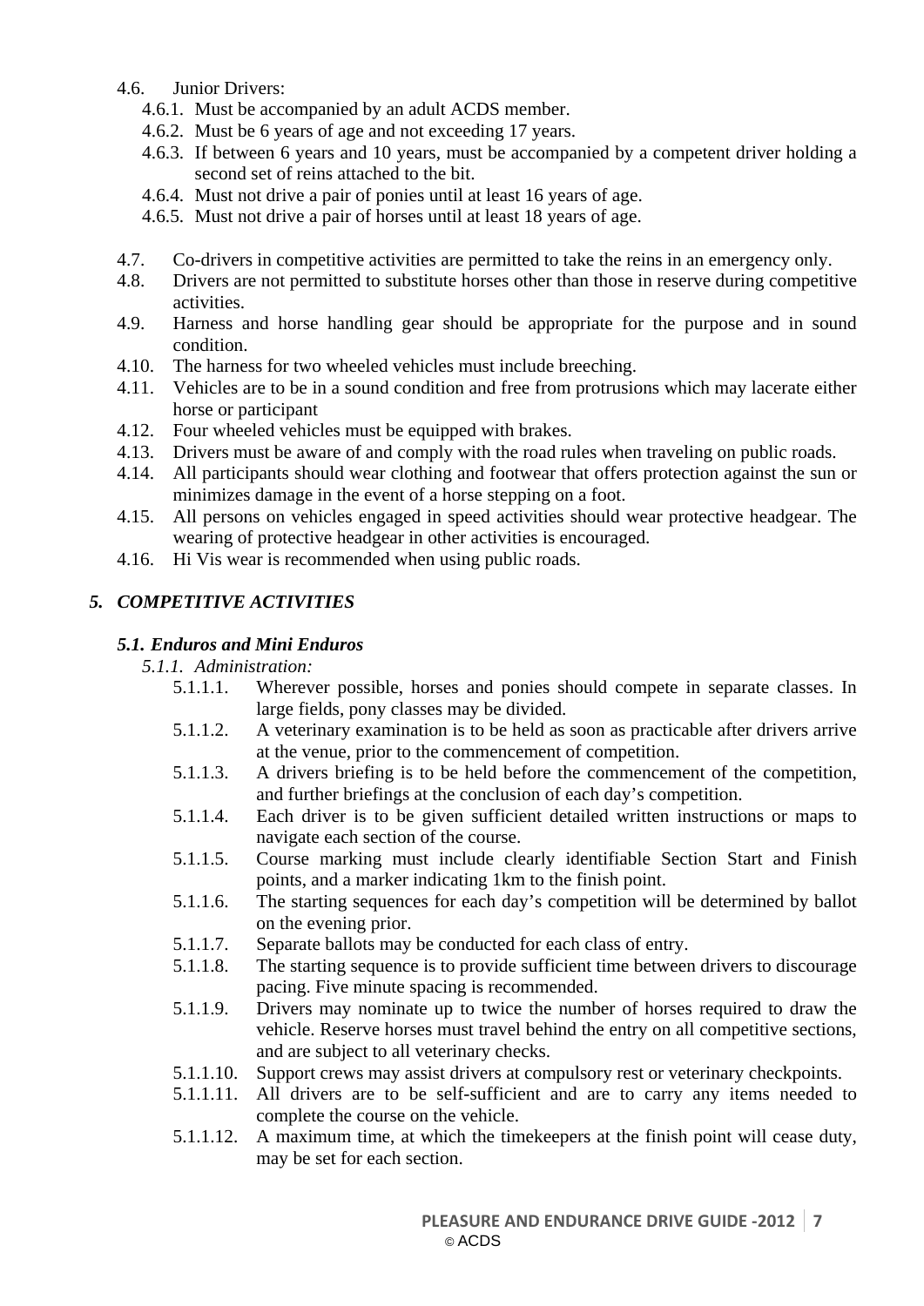4.6. Junior Drivers:

- 4.6.1. Must be accompanied by an adult ACDS member.
- 4.6.2. Must be 6 years of age and not exceeding 17 years.
- 4.6.3. If between 6 years and 10 years, must be accompanied by a competent driver holding a second set of reins attached to the bit.
- 4.6.4. Must not drive a pair of ponies until at least 16 years of age.
- 4.6.5. Must not drive a pair of horses until at least 18 years of age.

4.7. Co-drivers in competitive activities are permitted to take the reins in an emergency only.

4.8. Drivers are not permitted to substitute horses other than those in reserve during competitive activities.

4.9. Harness and horse handling gear should be appropriate for the purpose and in sound condition.

4.10. The harness for two wheeled vehicles must include breeching.

4.11. Vehicles are to be in a sound condition and free from protrusions which may lacerate either horse or participant

4.12. Four wheeled vehicles must be equipped with brakes.

4.13. Drivers must be aware of and comply with the road rules when traveling on public roads.

4.14. All participants should wear clothing and footwear that offers protection against the sun or minimizes damage in the event of a horse stepping on a foot.

4.15. All persons on vehicles engaged in speed activities should wear protective headgear. The wearing of protective headgear in other activities is encouraged.

4.16. Hi Vis wear is recommended when using public roads.

## *5. COMPETITIVE ACTIVITIES*

### *5.1. Enduros and Mini Enduros*

*5.1.1. Administration:*

- 5.1.1.1. Wherever possible, horses and ponies should compete in separate classes. In large fields, pony classes may be divided.
- 5.1.1.2. A veterinary examination is to be held as soon as practicable after drivers arrive at the venue, prior to the commencement of competition.
- 5.1.1.3. A drivers briefing is to be held before the commencement of the competition, and further briefings at the conclusion of each day's competition.
- 5.1.1.4. Each driver is to be given sufficient detailed written instructions or maps to navigate each section of the course.
- 5.1.1.5. Course marking must include clearly identifiable Section Start and Finish points, and a marker indicating 1km to the finish point.
- 5.1.1.6. The starting sequences for each day's competition will be determined by ballot on the evening prior.
- 5.1.1.7. Separate ballots may be conducted for each class of entry.
- 5.1.1.8. The starting sequence is to provide sufficient time between drivers to discourage pacing. Five minute spacing is recommended.
- 5.1.1.9. Drivers may nominate up to twice the number of horses required to draw the vehicle. Reserve horses must travel behind the entry on all competitive sections, and are subject to all veterinary checks.
- 5.1.1.10. Support crews may assist drivers at compulsory rest or veterinary checkpoints.
- 5.1.1.11. All drivers are to be self-sufficient and are to carry any items needed to complete the course on the vehicle.
- 5.1.1.12. A maximum time, at which the timekeepers at the finish point will cease duty, may be set for each section.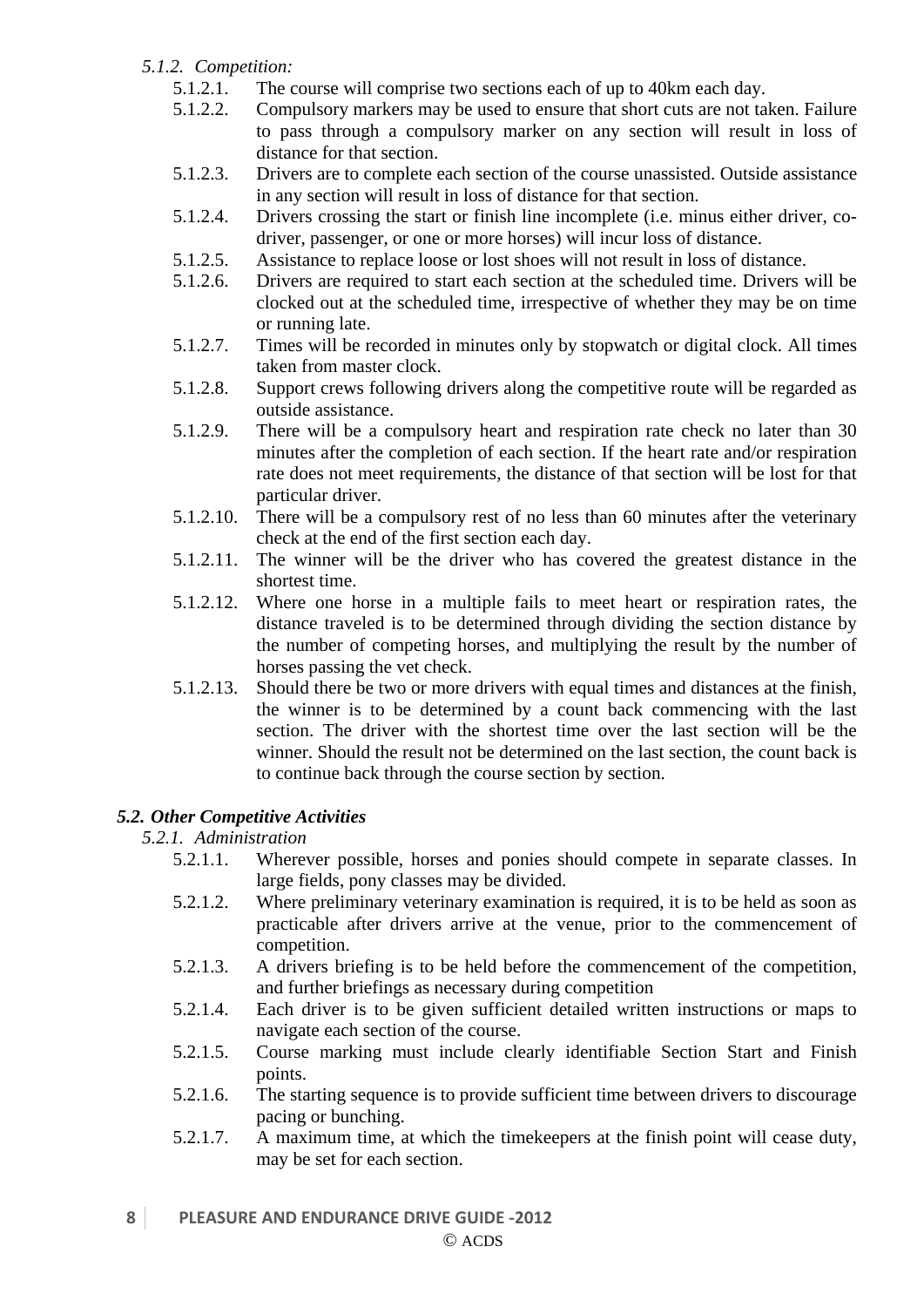#### *5.1.2. Competition:*

- 5.1.2.1. The course will comprise two sections each of up to 40km each day.
- 5.1.2.2. Compulsory markers may be used to ensure that short cuts are not taken. Failure to pass through a compulsory marker on any section will result in loss of distance for that section.
- 5.1.2.3. Drivers are to complete each section of the course unassisted. Outside assistance in any section will result in loss of distance for that section.
- 5.1.2.4. Drivers crossing the start or finish line incomplete (i.e. minus either driver, co-driver, passenger, or one or more horses) will incur loss of distance.
- 5.1.2.5. Assistance to replace loose or lost shoes will not result in loss of distance.
- 5.1.2.6. Drivers are required to start each section at the scheduled time. Drivers will be clocked out at the scheduled time, irrespective of whether they may be on time or running late.
- 5.1.2.7. Times will be recorded in minutes only by stopwatch or digital clock. All times taken from master clock.
- 5.1.2.8. Support crews following drivers along the competitive route will be regarded as outside assistance.
- 5.1.2.9. There will be a compulsory heart and respiration rate check no later than 30 minutes after the completion of each section. If the heart rate and/or respiration rate does not meet requirements, the distance of that section will be lost for that particular driver.
- 5.1.2.10. There will be a compulsory rest of no less than 60 minutes after the veterinary check at the end of the first section each day.
- 5.1.2.11. The winner will be the driver who has covered the greatest distance in the shortest time.
- 5.1.2.12. Where one horse in a multiple fails to meet heart or respiration rates, the distance traveled is to be determined through dividing the section distance by the number of competing horses, and multiplying the result by the number of horses passing the vet check.
- 5.1.2.13. Should there be two or more drivers with equal times and distances at the finish, the winner is to be determined by a count back commencing with the last section. The driver with the shortest time over the last section will be the winner. Should the result not be determined on the last section, the count back is to continue back through the course section by section.

### *5.2. Other Competitive Activities*

#### *5.2.1. Administration*

- 5.2.1.1. Wherever possible, horses and ponies should compete in separate classes. In large fields, pony classes may be divided.
- 5.2.1.2. Where preliminary veterinary examination is required, it is to be held as soon as practicable after drivers arrive at the venue, prior to the commencement of competition.
- 5.2.1.3. A drivers briefing is to be held before the commencement of the competition, and further briefings as necessary during competition
- 5.2.1.4. Each driver is to be given sufficient detailed written instructions or maps to navigate each section of the course.
- 5.2.1.5. Course marking must include clearly identifiable Section Start and Finish points.
- 5.2.1.6. The starting sequence is to provide sufficient time between drivers to discourage pacing or bunching.
- 5.2.1.7. A maximum time, at which the timekeepers at the finish point will cease duty, may be set for each section.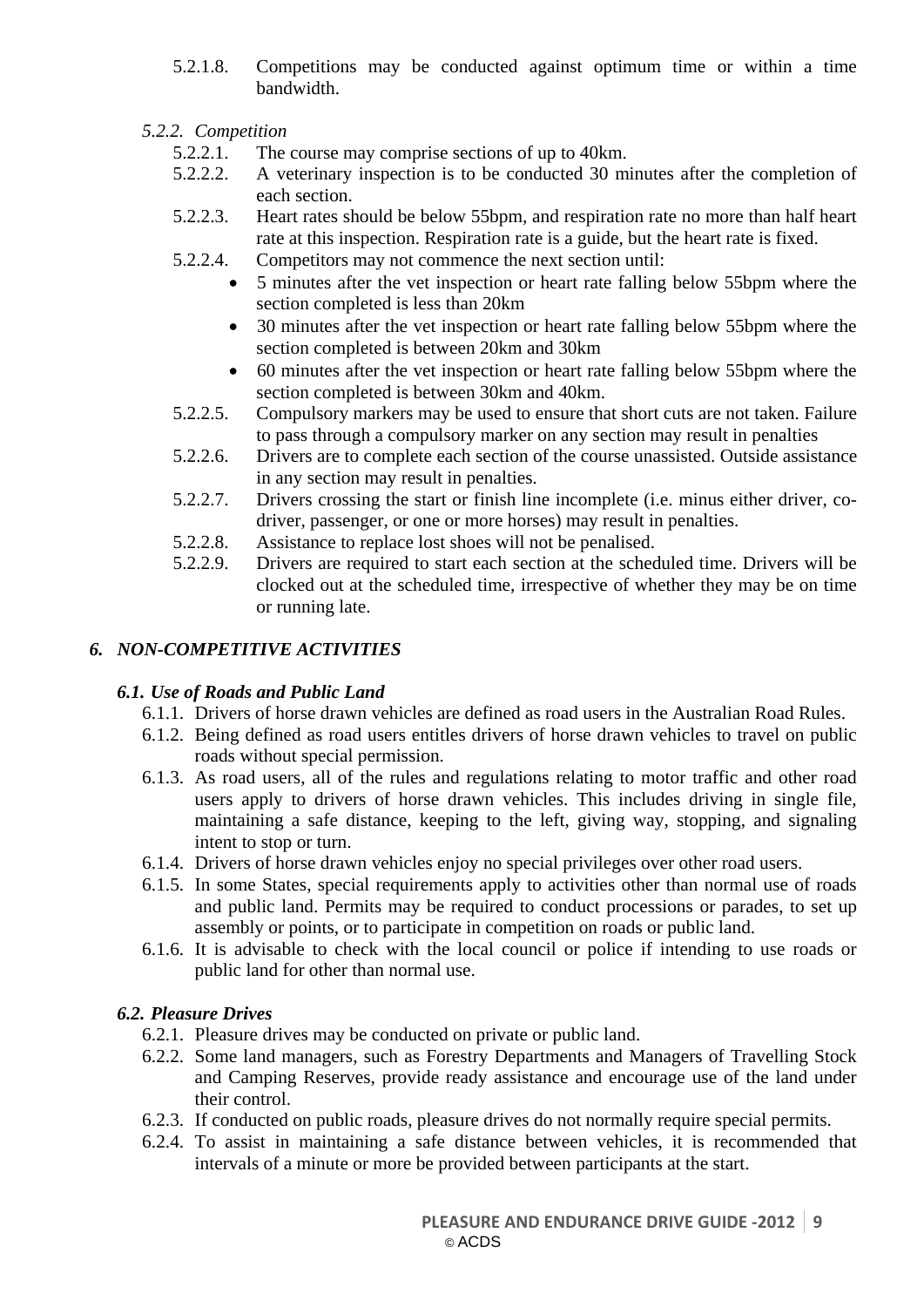5.2.1.8. Competitions may be conducted against optimum time or within a time bandwidth.

*5.2.2. Competition*

5.2.2.1. The course may comprise sections of up to 40km.

5.2.2.2. A veterinary inspection is to be conducted 30 minutes after the completion of each section.

5.2.2.3. Heart rates should be below 55bpm, and respiration rate no more than half heart rate at this inspection. Respiration rate is a guide, but the heart rate is fixed.

5.2.2.4. Competitors may not commence the next section until:

- 5 minutes after the vet inspection or heart rate falling below 55bpm where the section completed is less than 20km
- 30 minutes after the vet inspection or heart rate falling below 55bpm where the section completed is between 20km and 30km
- 60 minutes after the vet inspection or heart rate falling below 55bpm where the section completed is between 30km and 40km.

5.2.2.5. Compulsory markers may be used to ensure that short cuts are not taken. Failure to pass through a compulsory marker on any section may result in penalties

5.2.2.6. Drivers are to complete each section of the course unassisted. Outside assistance in any section may result in penalties.

5.2.2.7. Drivers crossing the start or finish line incomplete (i.e. minus either driver, co-driver, passenger, or one or more horses) may result in penalties.

5.2.2.8. Assistance to replace lost shoes will not be penalised.

5.2.2.9. Drivers are required to start each section at the scheduled time. Drivers will be clocked out at the scheduled time, irrespective of whether they may be on time or running late.

## *6. NON-COMPETITIVE ACTIVITIES*

### *6.1. Use of Roads and Public Land*

6.1.1. Drivers of horse drawn vehicles are defined as road users in the Australian Road Rules.

6.1.2. Being defined as road users entitles drivers of horse drawn vehicles to travel on public roads without special permission.

6.1.3. As road users, all of the rules and regulations relating to motor traffic and other road users apply to drivers of horse drawn vehicles. This includes driving in single file, maintaining a safe distance, keeping to the left, giving way, stopping, and signaling intent to stop or turn.

6.1.4. Drivers of horse drawn vehicles enjoy no special privileges over other road users.

6.1.5. In some States, special requirements apply to activities other than normal use of roads and public land. Permits may be required to conduct processions or parades, to set up assembly or points, or to participate in competition on roads or public land.

6.1.6. It is advisable to check with the local council or police if intending to use roads or public land for other than normal use.

### *6.2. Pleasure Drives*

6.2.1. Pleasure drives may be conducted on private or public land.

6.2.2. Some land managers, such as Forestry Departments and Managers of Travelling Stock and Camping Reserves, provide ready assistance and encourage use of the land under their control.

6.2.3. If conducted on public roads, pleasure drives do not normally require special permits.

6.2.4. To assist in maintaining a safe distance between vehicles, it is recommended that intervals of a minute or more be provided between participants at the start.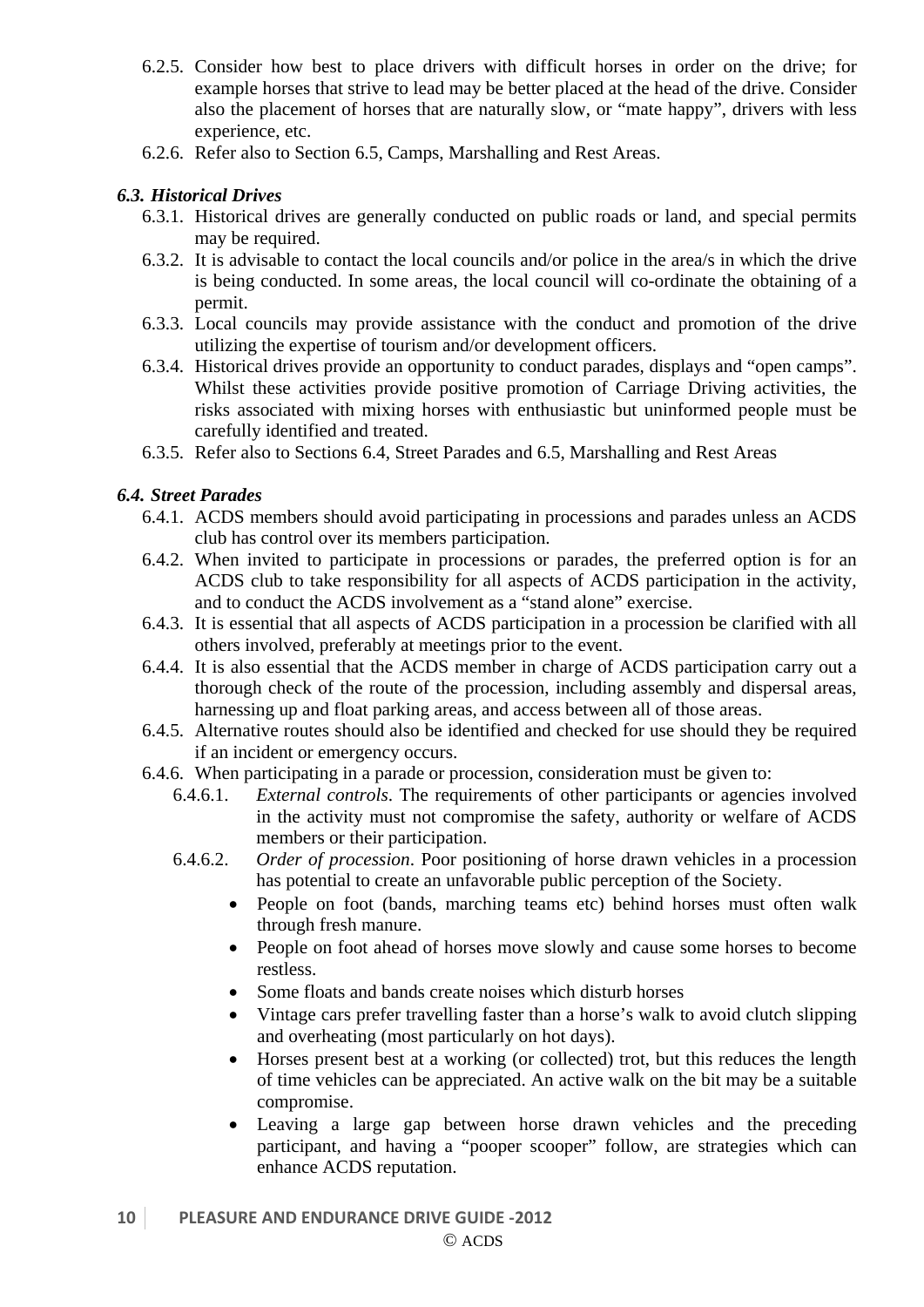6.2.5. Consider how best to place drivers with difficult horses in order on the drive; for example horses that strive to lead may be better placed at the head of the drive. Consider also the placement of horses that are naturally slow, or "mate happy", drivers with less experience, etc.

6.2.6. Refer also to Section 6.5, Camps, Marshalling and Rest Areas.

### *6.3. Historical Drives*

6.3.1. Historical drives are generally conducted on public roads or land, and special permits may be required.

6.3.2. It is advisable to contact the local councils and/or police in the area/s in which the drive is being conducted. In some areas, the local council will co-ordinate the obtaining of a permit.

6.3.3. Local councils may provide assistance with the conduct and promotion of the drive utilizing the expertise of tourism and/or development officers.

6.3.4. Historical drives provide an opportunity to conduct parades, displays and "open camps". Whilst these activities provide positive promotion of Carriage Driving activities, the risks associated with mixing horses with enthusiastic but uninformed people must be carefully identified and treated.

6.3.5. Refer also to Sections 6.4, Street Parades and 6.5, Marshalling and Rest Areas

### *6.4. Street Parades*

6.4.1. ACDS members should avoid participating in processions and parades unless an ACDS club has control over its members participation.

6.4.2. When invited to participate in processions or parades, the preferred option is for an ACDS club to take responsibility for all aspects of ACDS participation in the activity, and to conduct the ACDS involvement as a "stand alone" exercise.

6.4.3. It is essential that all aspects of ACDS participation in a procession be clarified with all others involved, preferably at meetings prior to the event.

6.4.4. It is also essential that the ACDS member in charge of ACDS participation carry out a thorough check of the route of the procession, including assembly and dispersal areas, harnessing up and float parking areas, and access between all of those areas.

6.4.5. Alternative routes should also be identified and checked for use should they be required if an incident or emergency occurs.

6.4.6. When participating in a parade or procession, consideration must be given to:

6.4.6.1. *External controls*. The requirements of other participants or agencies involved in the activity must not compromise the safety, authority or welfare of ACDS members or their participation.

6.4.6.2. *Order of procession*. Poor positioning of horse drawn vehicles in a procession has potential to create an unfavorable public perception of the Society.

- People on foot (bands, marching teams etc) behind horses must often walk through fresh manure.
- People on foot ahead of horses move slowly and cause some horses to become restless.
- Some floats and bands create noises which disturb horses
- Vintage cars prefer travelling faster than a horse's walk to avoid clutch slipping and overheating (most particularly on hot days).
- Horses present best at a working (or collected) trot, but this reduces the length of time vehicles can be appreciated. An active walk on the bit may be a suitable compromise.
- Leaving a large gap between horse drawn vehicles and the preceding participant, and having a "pooper scooper" follow, are strategies which can enhance ACDS reputation.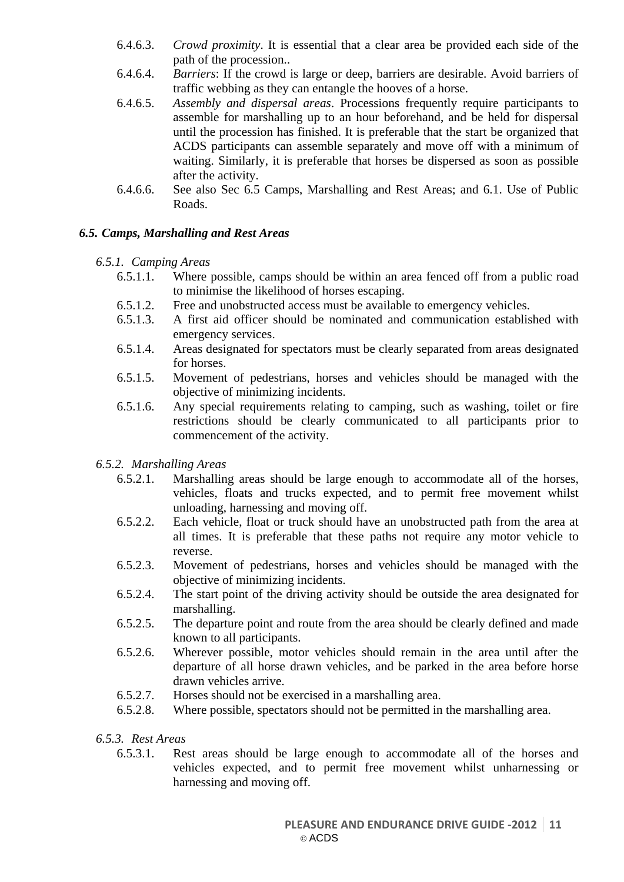6.4.6.3. *Crowd proximity*. It is essential that a clear area be provided each side of the path of the procession..

6.4.6.4. *Barriers*: If the crowd is large or deep, barriers are desirable. Avoid barriers of traffic webbing as they can entangle the hooves of a horse.

6.4.6.5. *Assembly and dispersal areas*. Processions frequently require participants to assemble for marshalling up to an hour beforehand, and be held for dispersal until the procession has finished. It is preferable that the start be organized that ACDS participants can assemble separately and move off with a minimum of waiting. Similarly, it is preferable that horses be dispersed as soon as possible after the activity.

6.4.6.6. See also Sec 6.5 Camps, Marshalling and Rest Areas; and 6.1. Use of Public Roads.

### *6.5. Camps, Marshalling and Rest Areas*

#### *6.5.1. Camping Areas*

6.5.1.1. Where possible, camps should be within an area fenced off from a public road to minimise the likelihood of horses escaping.

6.5.1.2. Free and unobstructed access must be available to emergency vehicles.

6.5.1.3. A first aid officer should be nominated and communication established with emergency services.

6.5.1.4. Areas designated for spectators must be clearly separated from areas designated for horses.

6.5.1.5. Movement of pedestrians, horses and vehicles should be managed with the objective of minimizing incidents.

6.5.1.6. Any special requirements relating to camping, such as washing, toilet or fire restrictions should be clearly communicated to all participants prior to commencement of the activity.

#### *6.5.2. Marshalling Areas*

6.5.2.1. Marshalling areas should be large enough to accommodate all of the horses, vehicles, floats and trucks expected, and to permit free movement whilst unloading, harnessing and moving off.

6.5.2.2. Each vehicle, float or truck should have an unobstructed path from the area at all times. It is preferable that these paths not require any motor vehicle to reverse.

6.5.2.3. Movement of pedestrians, horses and vehicles should be managed with the objective of minimizing incidents.

6.5.2.4. The start point of the driving activity should be outside the area designated for marshalling.

6.5.2.5. The departure point and route from the area should be clearly defined and made known to all participants.

6.5.2.6. Wherever possible, motor vehicles should remain in the area until after the departure of all horse drawn vehicles, and be parked in the area before horse drawn vehicles arrive.

6.5.2.7. Horses should not be exercised in a marshalling area.

6.5.2.8. Where possible, spectators should not be permitted in the marshalling area.

#### *6.5.3. Rest Areas*

6.5.3.1. Rest areas should be large enough to accommodate all of the horses and vehicles expected, and to permit free movement whilst unharnessing or harnessing and moving off.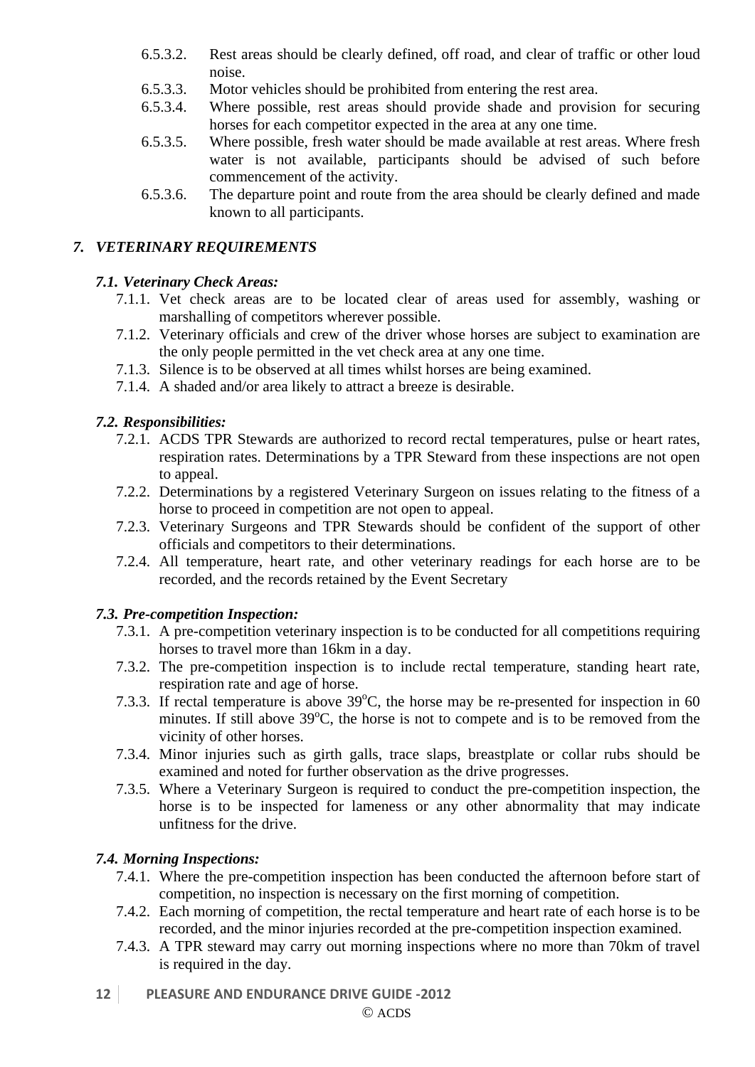6.5.3.2. Rest areas should be clearly defined, off road, and clear of traffic or other loud noise.

6.5.3.3. Motor vehicles should be prohibited from entering the rest area.

6.5.3.4. Where possible, rest areas should provide shade and provision for securing horses for each competitor expected in the area at any one time.

6.5.3.5. Where possible, fresh water should be made available at rest areas. Where fresh water is not available, participants should be advised of such before commencement of the activity.

6.5.3.6. The departure point and route from the area should be clearly defined and made known to all participants.

## *7. VETERINARY REQUIREMENTS*

### *7.1. Veterinary Check Areas:*

7.1.1. Vet check areas are to be located clear of areas used for assembly, washing or marshalling of competitors wherever possible.

7.1.2. Veterinary officials and crew of the driver whose horses are subject to examination are the only people permitted in the vet check area at any one time.

7.1.3. Silence is to be observed at all times whilst horses are being examined.

7.1.4. A shaded and/or area likely to attract a breeze is desirable.

### *7.2. Responsibilities:*

7.2.1. ACDS TPR Stewards are authorized to record rectal temperatures, pulse or heart rates, respiration rates. Determinations by a TPR Steward from these inspections are not open to appeal.

7.2.2. Determinations by a registered Veterinary Surgeon on issues relating to the fitness of a horse to proceed in competition are not open to appeal.

7.2.3. Veterinary Surgeons and TPR Stewards should be confident of the support of other officials and competitors to their determinations.

7.2.4. All temperature, heart rate, and other veterinary readings for each horse are to be recorded, and the records retained by the Event Secretary

### *7.3. Pre-competition Inspection:*

7.3.1. A pre-competition veterinary inspection is to be conducted for all competitions requiring horses to travel more than 16km in a day.

7.3.2. The pre-competition inspection is to include rectal temperature, standing heart rate, respiration rate and age of horse.

7.3.3. If rectal temperature is above 39°C, the horse may be re-presented for inspection in 60 minutes. If still above 39°C, the horse is not to compete and is to be removed from the vicinity of other horses.

7.3.4. Minor injuries such as girth galls, trace slaps, breastplate or collar rubs should be examined and noted for further observation as the drive progresses.

7.3.5. Where a Veterinary Surgeon is required to conduct the pre-competition inspection, the horse is to be inspected for lameness or any other abnormality that may indicate unfitness for the drive.

### *7.4. Morning Inspections:*

7.4.1. Where the pre-competition inspection has been conducted the afternoon before start of competition, no inspection is necessary on the first morning of competition.

7.4.2. Each morning of competition, the rectal temperature and heart rate of each horse is to be recorded, and the minor injuries recorded at the pre-competition inspection examined.

7.4.3. A TPR steward may carry out morning inspections where no more than 70km of travel is required in the day.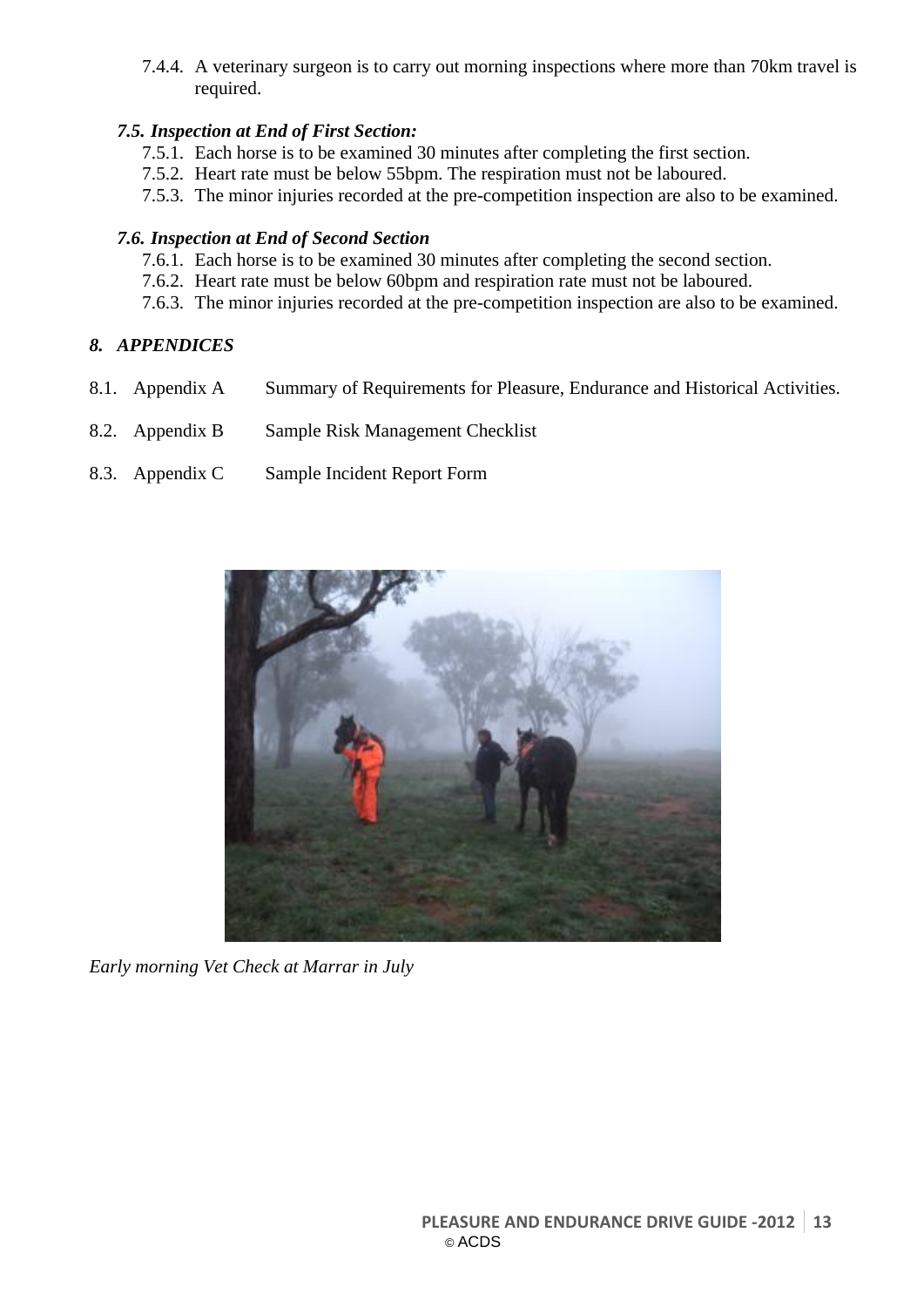7.4.4. A veterinary surgeon is to carry out morning inspections where more than 70km travel is required.

### *7.5. Inspection at End of First Section:*

7.5.1. Each horse is to be examined 30 minutes after completing the first section.

7.5.2. Heart rate must be below 55bpm. The respiration must not be laboured.

7.5.3. The minor injuries recorded at the pre-competition inspection are also to be examined.

### *7.6. Inspection at End of Second Section*

7.6.1. Each horse is to be examined 30 minutes after completing the second section.

7.6.2. Heart rate must be below 60bpm and respiration rate must not be laboured.

7.6.3. The minor injuries recorded at the pre-competition inspection are also to be examined.

## *8. APPENDICES*

8.1. Appendix A Summary of Requirements for Pleasure, Endurance and Historical Activities.

8.2. Appendix B Sample Risk Management Checklist

8.3. Appendix C Sample Incident Report Form

*Early morning Vet Check at Marrar in July*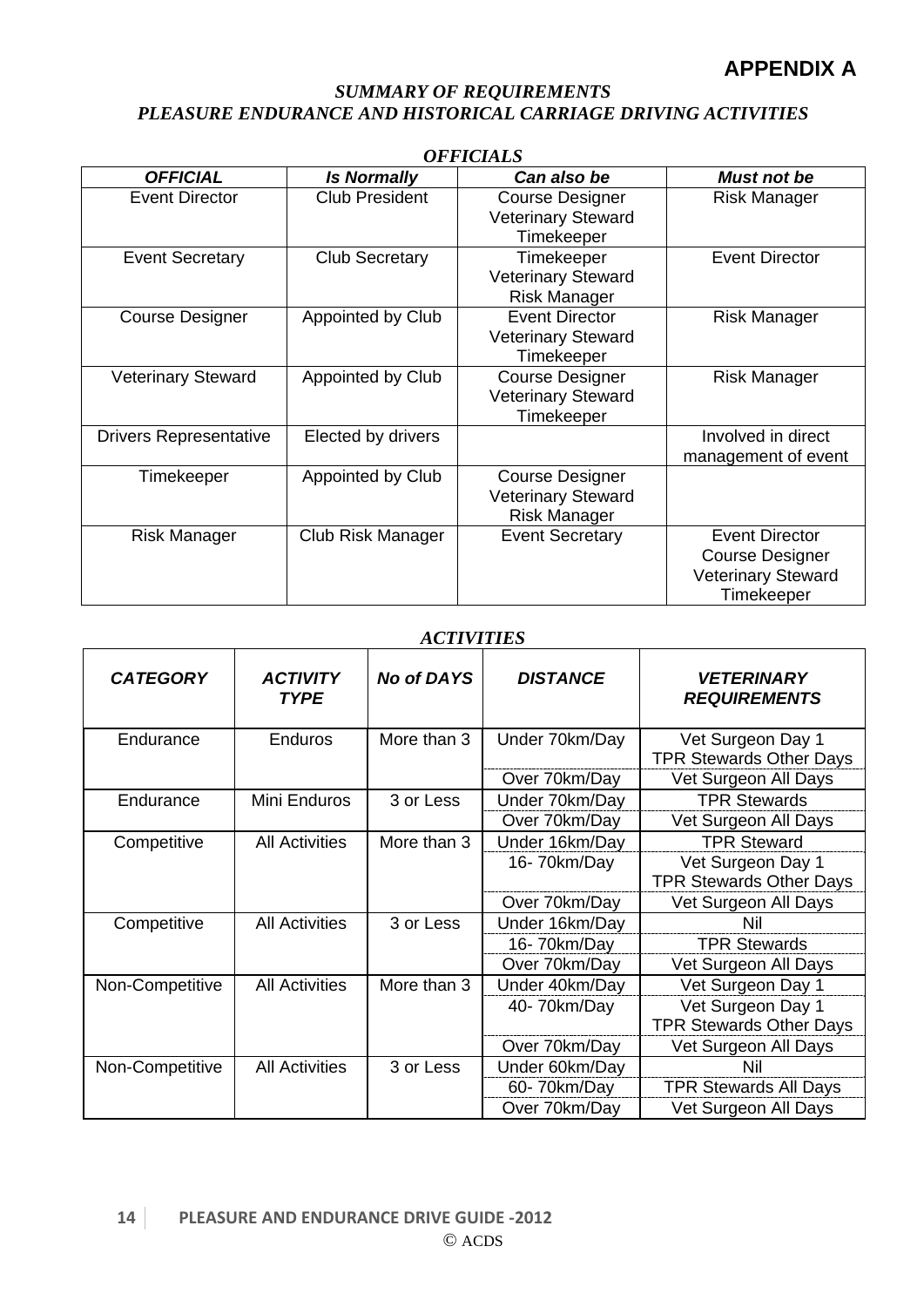# APPENDIX A

## *SUMMARY OF REQUIREMENTS*
## *PLEASURE ENDURANCE AND HISTORICAL CARRIAGE DRIVING ACTIVITIES*

### *OFFICIALS*

| ***OFFICIAL*** | ***Is Normally*** | ***Can also be*** | ***Must not be*** |
|---|---|---|---|
| Event Director | Club President | Course Designer<br>Veterinary Steward<br>Timekeeper | Risk Manager |
| Event Secretary | Club Secretary | Timekeeper<br>Veterinary Steward<br>Risk Manager | Event Director |
| Course Designer | Appointed by Club | Event Director<br>Veterinary Steward<br>Timekeeper | Risk Manager |
| Veterinary Steward | Appointed by Club | Course Designer<br>Veterinary Steward<br>Timekeeper | Risk Manager |
| Drivers Representative | Elected by drivers | | Involved in direct management of event |
| Timekeeper | Appointed by Club | Course Designer<br>Veterinary Steward<br>Risk Manager | |
| Risk Manager | Club Risk Manager | Event Secretary | Event Director<br>Course Designer<br>Veterinary Steward<br>Timekeeper |

### *ACTIVITIES*

| ***CATEGORY*** | ***ACTIVITY TYPE*** | ***No of DAYS*** | ***DISTANCE*** | ***VETERINARY REQUIREMENTS*** |
|---|---|---|---|---|
| Endurance | Enduros | More than 3 | Under 70km/Day | Vet Surgeon Day 1<br>TPR Stewards Other Days |
| | | | Over 70km/Day | Vet Surgeon All Days |
| Endurance | Mini Enduros | 3 or Less | Under 70km/Day | TPR Stewards |
| | | | Over 70km/Day | Vet Surgeon All Days |
| Competitive | All Activities | More than 3 | Under 16km/Day | TPR Steward |
| | | | 16- 70km/Day | Vet Surgeon Day 1<br>TPR Stewards Other Days |
| | | | Over 70km/Day | Vet Surgeon All Days |
| Competitive | All Activities | 3 or Less | Under 16km/Day | Nil |
| | | | 16- 70km/Day | TPR Stewards |
| | | | Over 70km/Day | Vet Surgeon All Days |
| Non-Competitive | All Activities | More than 3 | Under 40km/Day | Vet Surgeon Day 1 |
| | | | 40- 70km/Day | Vet Surgeon Day 1<br>TPR Stewards Other Days |
| | | | Over 70km/Day | Vet Surgeon All Days |
| Non-Competitive | All Activities | 3 or Less | Under 60km/Day | Nil |
| | | | 60- 70km/Day | TPR Stewards All Days |
| | | | Over 70km/Day | Vet Surgeon All Days |

© ACDS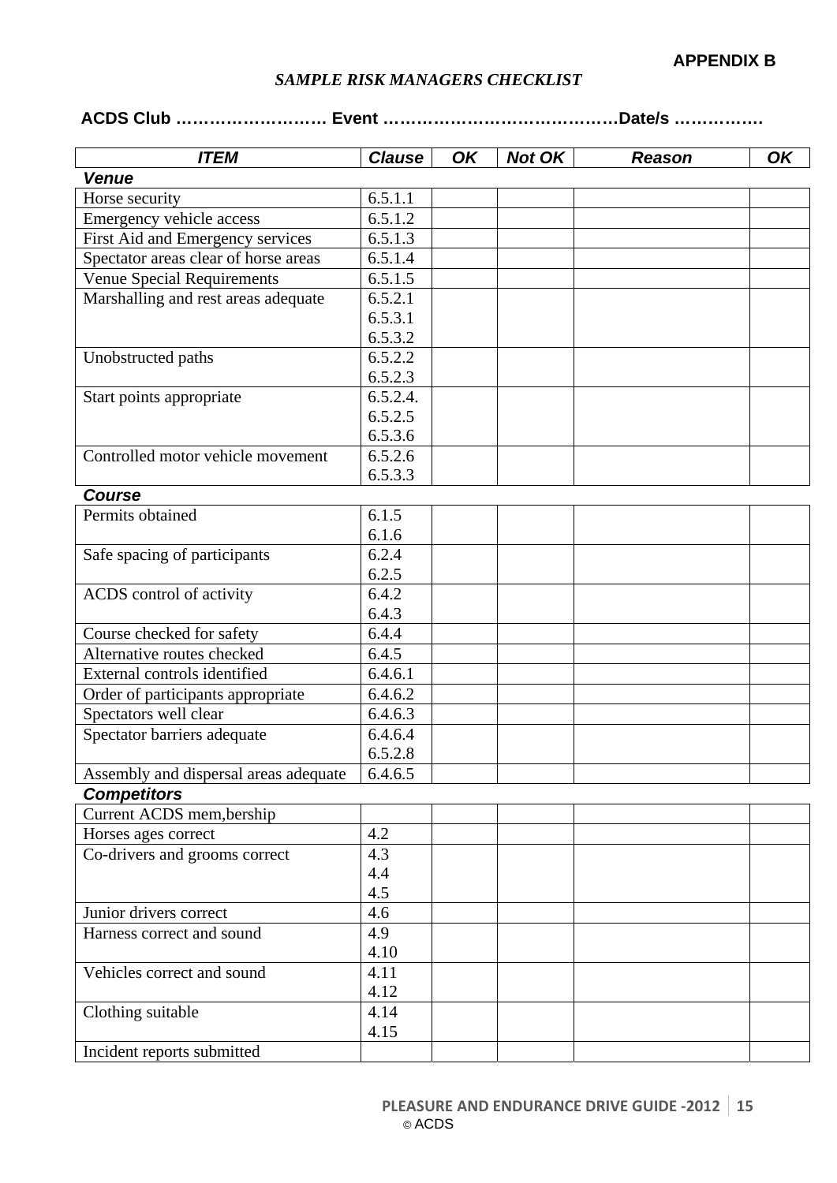**APPENDIX B**

***SAMPLE RISK MANAGERS CHECKLIST***

**ACDS Club ……………………… Event ……………………………………Date/s ……………**

| *ITEM* | *Clause* | *OK* | *Not OK* | *Reason* | *OK* |
|---|---|---|---|---|---|
| ***Venue*** | | | | | |
| Horse security | 6.5.1.1 | | | | |
| Emergency vehicle access | 6.5.1.2 | | | | |
| First Aid and Emergency services | 6.5.1.3 | | | | |
| Spectator areas clear of horse areas | 6.5.1.4 | | | | |
| Venue Special Requirements | 6.5.1.5 | | | | |
| Marshalling and rest areas adequate | 6.5.2.1<br>6.5.3.1<br>6.5.3.2 | | | | |
| Unobstructed paths | 6.5.2.2<br>6.5.2.3 | | | | |
| Start points appropriate | 6.5.2.4.<br>6.5.2.5<br>6.5.3.6 | | | | |
| Controlled motor vehicle movement | 6.5.2.6<br>6.5.3.3 | | | | |
| ***Course*** | | | | | |
| Permits obtained | 6.1.5<br>6.1.6 | | | | |
| Safe spacing of participants | 6.2.4<br>6.2.5 | | | | |
| ACDS control of activity | 6.4.2<br>6.4.3 | | | | |
| Course checked for safety | 6.4.4 | | | | |
| Alternative routes checked | 6.4.5 | | | | |
| External controls identified | 6.4.6.1 | | | | |
| Order of participants appropriate | 6.4.6.2 | | | | |
| Spectators well clear | 6.4.6.3 | | | | |
| Spectator barriers adequate | 6.4.6.4<br>6.5.2.8 | | | | |
| Assembly and dispersal areas adequate | 6.4.6.5 | | | | |
| ***Competitors*** | | | | | |
| Current ACDS mem,bership | | | | | |
| Horses ages correct | 4.2 | | | | |
| Co-drivers and grooms correct | 4.3<br>4.4<br>4.5 | | | | |
| Junior drivers correct | 4.6 | | | | |
| Harness correct and sound | 4.9<br>4.10 | | | | |
| Vehicles correct and sound | 4.11<br>4.12 | | | | |
| Clothing suitable | 4.14<br>4.15 | | | | |
| Incident reports submitted | | | | | |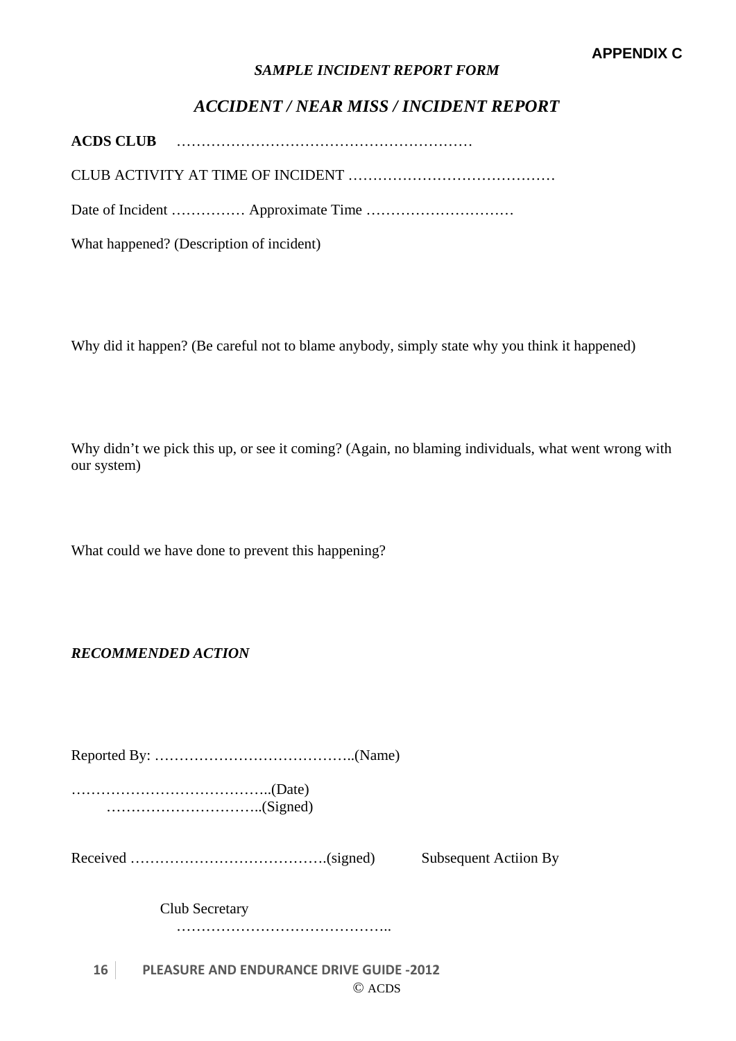**APPENDIX C**

*SAMPLE INCIDENT REPORT FORM*

## *ACCIDENT / NEAR MISS / INCIDENT REPORT*

**ACDS CLUB** ……………………………………………………

CLUB ACTIVITY AT TIME OF INCIDENT ……………………………………

Date of Incident …………… Approximate Time …………………………

What happened? (Description of incident)

Why did it happen? (Be careful not to blame anybody, simply state why you think it happened)

Why didn't we pick this up, or see it coming? (Again, no blaming individuals, what went wrong with our system)

What could we have done to prevent this happening?

***RECOMMENDED ACTION***

Reported By: …………………………………..(Name)

…………………………………..(Date)
…………………………..(Signed)

Received ………………………………….(signed) Subsequent Actiion By

Club Secretary
……………………………………..

© ACDS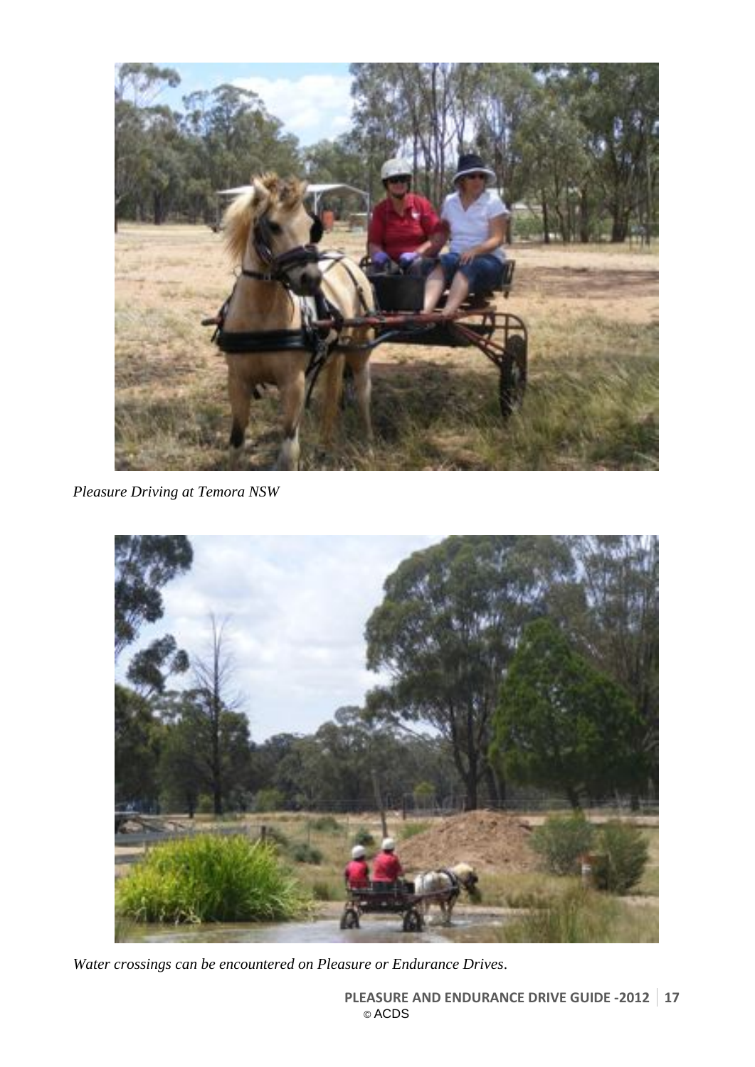*Pleasure Driving at Temora NSW*

*Water crossings can be encountered on Pleasure or Endurance Drives.*